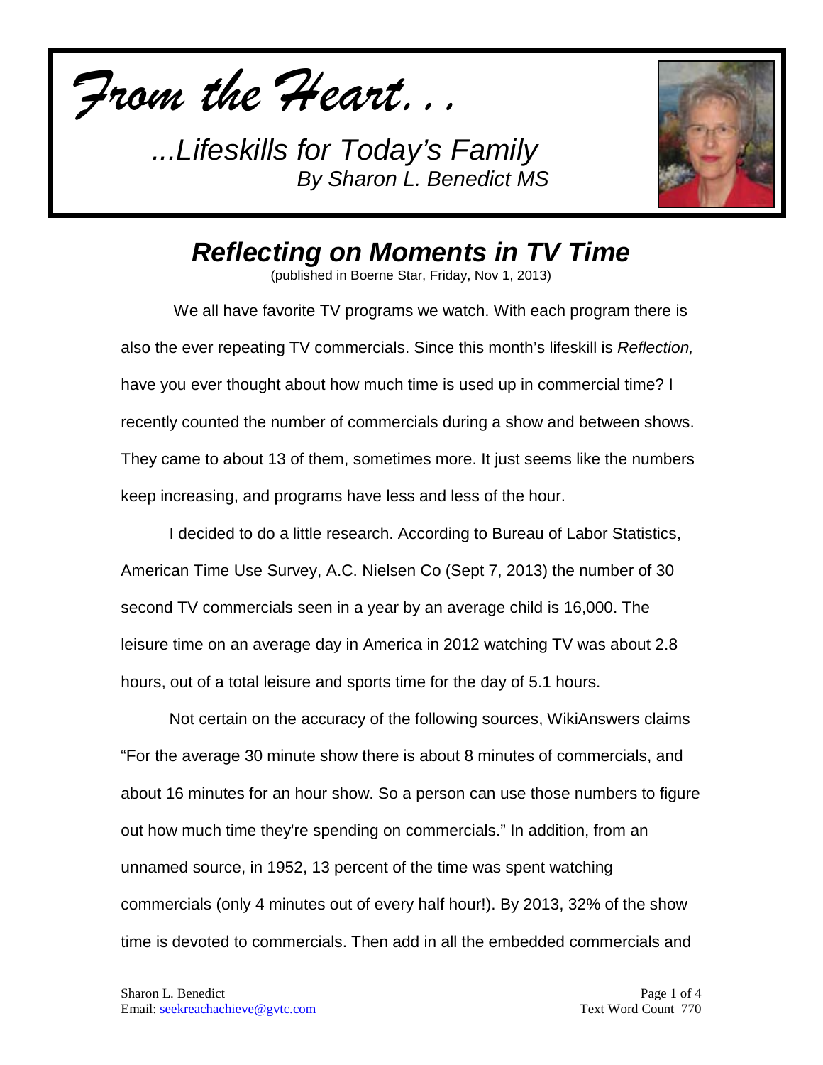*From the Heart…*

*...Lifeskills for Today's Family*
*By Sharon L. Benedict MS*

# *Reflecting on Moments in TV Time*

(published in Boerne Star, Friday, Nov 1, 2013)

We all have favorite TV programs we watch. With each program there is also the ever repeating TV commercials. Since this month's lifeskill is *Reflection,* have you ever thought about how much time is used up in commercial time? I recently counted the number of commercials during a show and between shows. They came to about 13 of them, sometimes more. It just seems like the numbers keep increasing, and programs have less and less of the hour.

I decided to do a little research. According to Bureau of Labor Statistics, American Time Use Survey, A.C. Nielsen Co (Sept 7, 2013) the number of 30 second TV commercials seen in a year by an average child is 16,000. The leisure time on an average day in America in 2012 watching TV was about 2.8 hours, out of a total leisure and sports time for the day of 5.1 hours.

Not certain on the accuracy of the following sources, WikiAnswers claims "For the average 30 minute show there is about 8 minutes of commercials, and about 16 minutes for an hour show. So a person can use those numbers to figure out how much time they're spending on commercials." In addition, from an unnamed source, in 1952, 13 percent of the time was spent watching commercials (only 4 minutes out of every half hour!). By 2013, 32% of the show time is devoted to commercials. Then add in all the embedded commercials and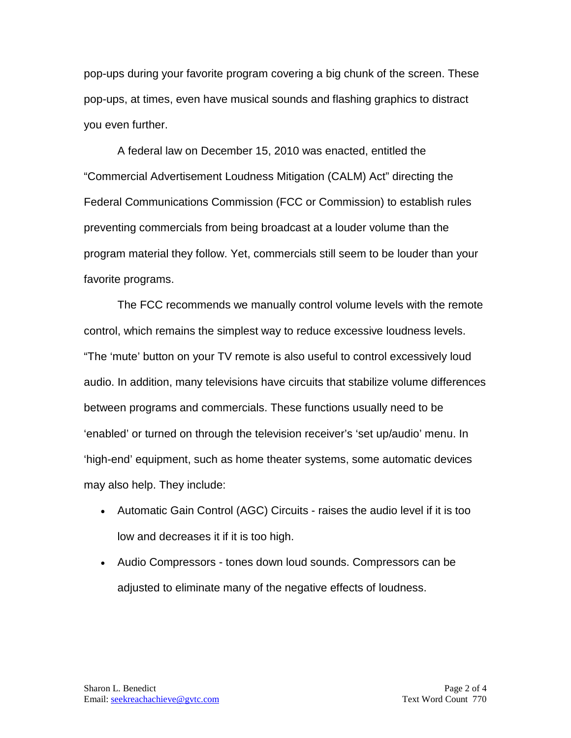pop-ups during your favorite program covering a big chunk of the screen. These pop-ups, at times, even have musical sounds and flashing graphics to distract you even further.

A federal law on December 15, 2010 was enacted, entitled the "Commercial Advertisement Loudness Mitigation (CALM) Act" directing the Federal Communications Commission (FCC or Commission) to establish rules preventing commercials from being broadcast at a louder volume than the program material they follow. Yet, commercials still seem to be louder than your favorite programs.

The FCC recommends we manually control volume levels with the remote control, which remains the simplest way to reduce excessive loudness levels. "The 'mute' button on your TV remote is also useful to control excessively loud audio. In addition, many televisions have circuits that stabilize volume differences between programs and commercials. These functions usually need to be 'enabled' or turned on through the television receiver's 'set up/audio' menu. In 'high-end' equipment, such as home theater systems, some automatic devices may also help. They include:

- Automatic Gain Control (AGC) Circuits - raises the audio level if it is too low and decreases it if it is too high.
- Audio Compressors - tones down loud sounds. Compressors can be adjusted to eliminate many of the negative effects of loudness.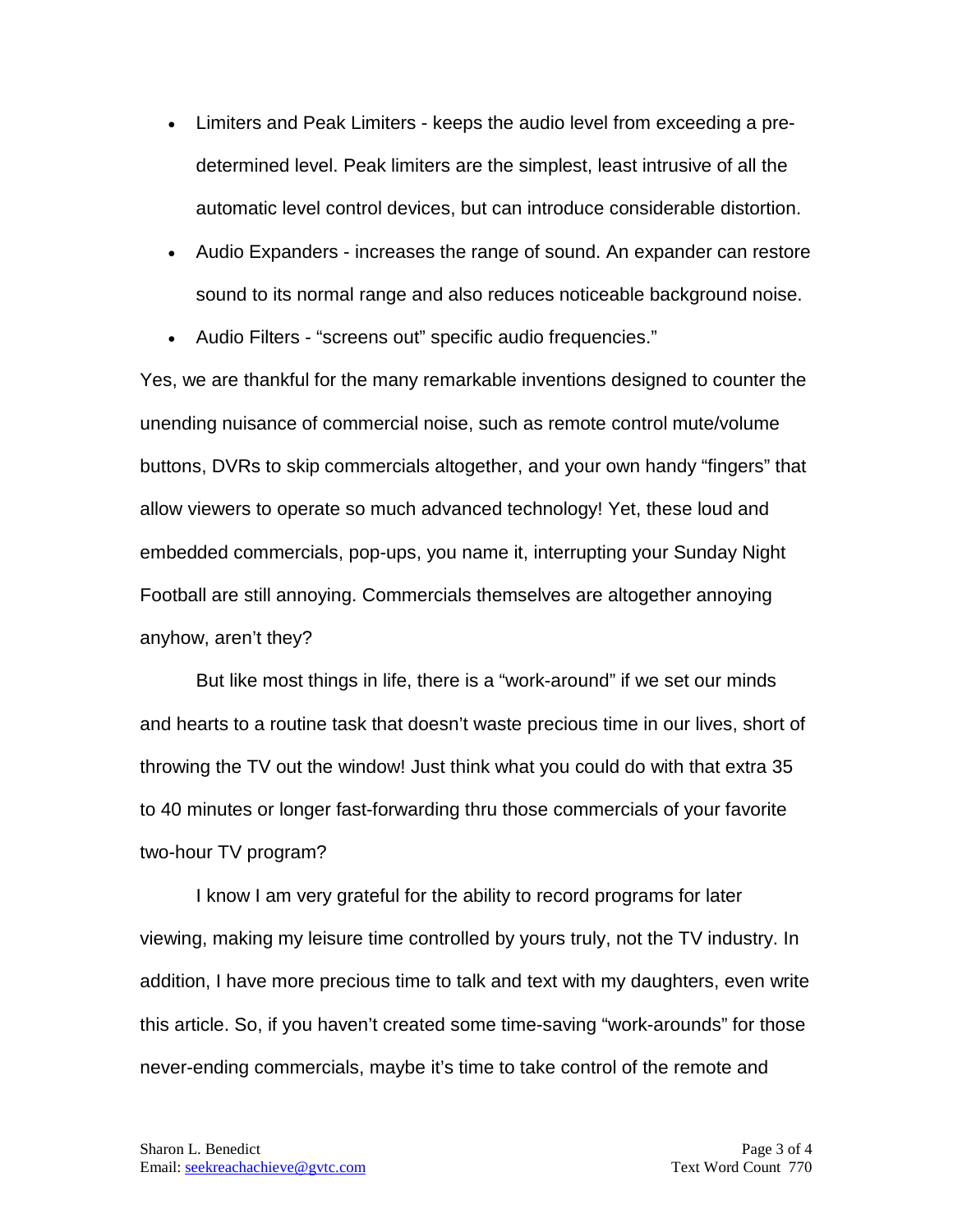- Limiters and Peak Limiters - keeps the audio level from exceeding a pre-determined level. Peak limiters are the simplest, least intrusive of all the automatic level control devices, but can introduce considerable distortion.
- Audio Expanders - increases the range of sound. An expander can restore sound to its normal range and also reduces noticeable background noise.
- Audio Filters - "screens out" specific audio frequencies."

Yes, we are thankful for the many remarkable inventions designed to counter the unending nuisance of commercial noise, such as remote control mute/volume buttons, DVRs to skip commercials altogether, and your own handy "fingers" that allow viewers to operate so much advanced technology! Yet, these loud and embedded commercials, pop-ups, you name it, interrupting your Sunday Night Football are still annoying. Commercials themselves are altogether annoying anyhow, aren't they?

But like most things in life, there is a "work-around" if we set our minds and hearts to a routine task that doesn't waste precious time in our lives, short of throwing the TV out the window! Just think what you could do with that extra 35 to 40 minutes or longer fast-forwarding thru those commercials of your favorite two-hour TV program?

I know I am very grateful for the ability to record programs for later viewing, making my leisure time controlled by yours truly, not the TV industry. In addition, I have more precious time to talk and text with my daughters, even write this article. So, if you haven't created some time-saving "work-arounds" for those never-ending commercials, maybe it's time to take control of the remote and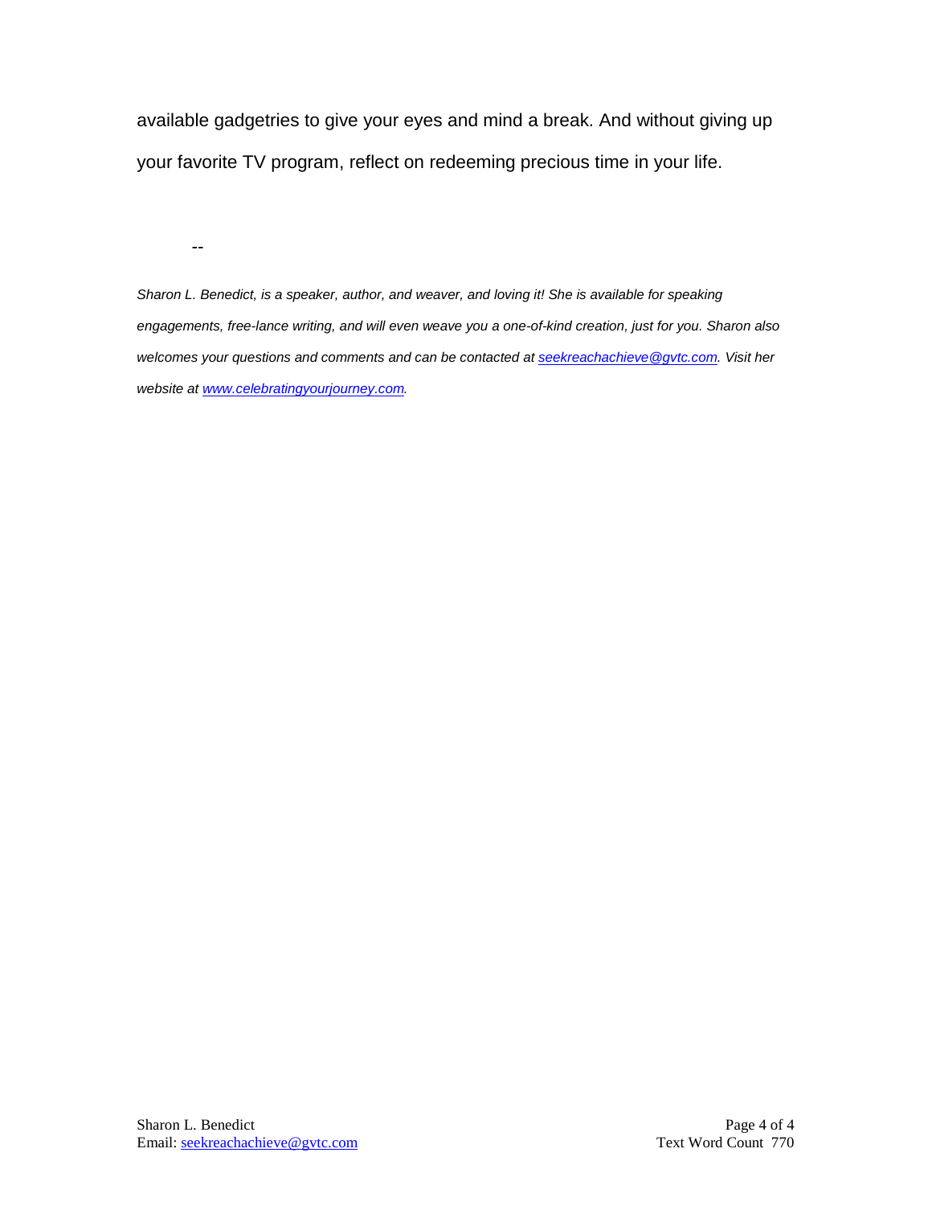available gadgetries to give your eyes and mind a break. And without giving up your favorite TV program, reflect on redeeming precious time in your life.

--

*Sharon L. Benedict, is a speaker, author, and weaver, and loving it! She is available for speaking engagements, free-lance writing, and will even weave you a one-of-kind creation, just for you. Sharon also welcomes your questions and comments and can be contacted at [seekreachachieve@gvtc.com](mailto:seekreachachieve@gvtc.com). Visit her website at [www.celebratingyourjourney.com](http://www.celebratingyourjourney.com).*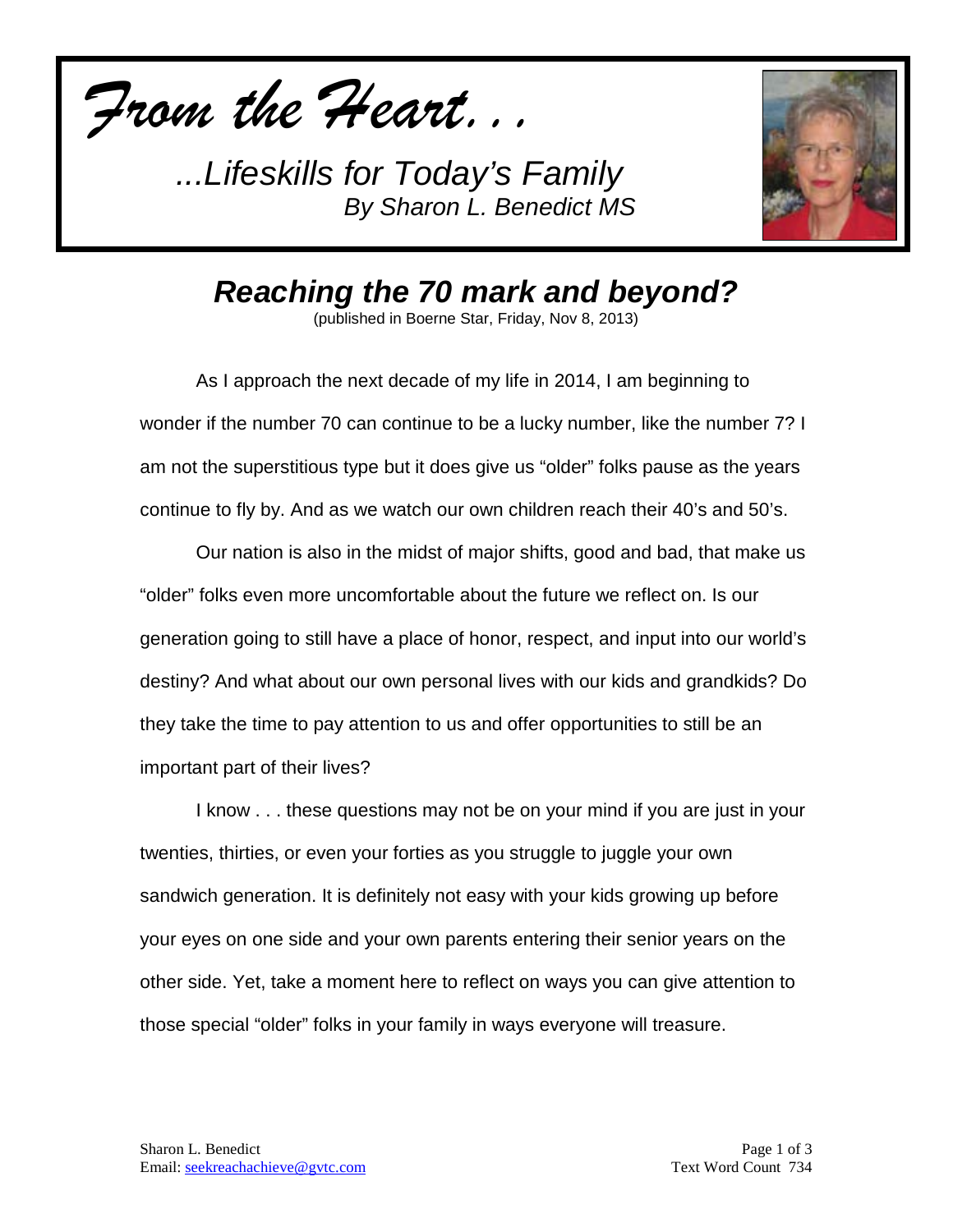*From the Heart...*

*...Lifeskills for Today's Family*
*By Sharon L. Benedict MS*

# *Reaching the 70 mark and beyond?*

(published in Boerne Star, Friday, Nov 8, 2013)

As I approach the next decade of my life in 2014, I am beginning to wonder if the number 70 can continue to be a lucky number, like the number 7? I am not the superstitious type but it does give us "older" folks pause as the years continue to fly by. And as we watch our own children reach their 40's and 50's.

Our nation is also in the midst of major shifts, good and bad, that make us "older" folks even more uncomfortable about the future we reflect on. Is our generation going to still have a place of honor, respect, and input into our world's destiny? And what about our own personal lives with our kids and grandkids? Do they take the time to pay attention to us and offer opportunities to still be an important part of their lives?

I know . . . these questions may not be on your mind if you are just in your twenties, thirties, or even your forties as you struggle to juggle your own sandwich generation. It is definitely not easy with your kids growing up before your eyes on one side and your own parents entering their senior years on the other side. Yet, take a moment here to reflect on ways you can give attention to those special "older" folks in your family in ways everyone will treasure.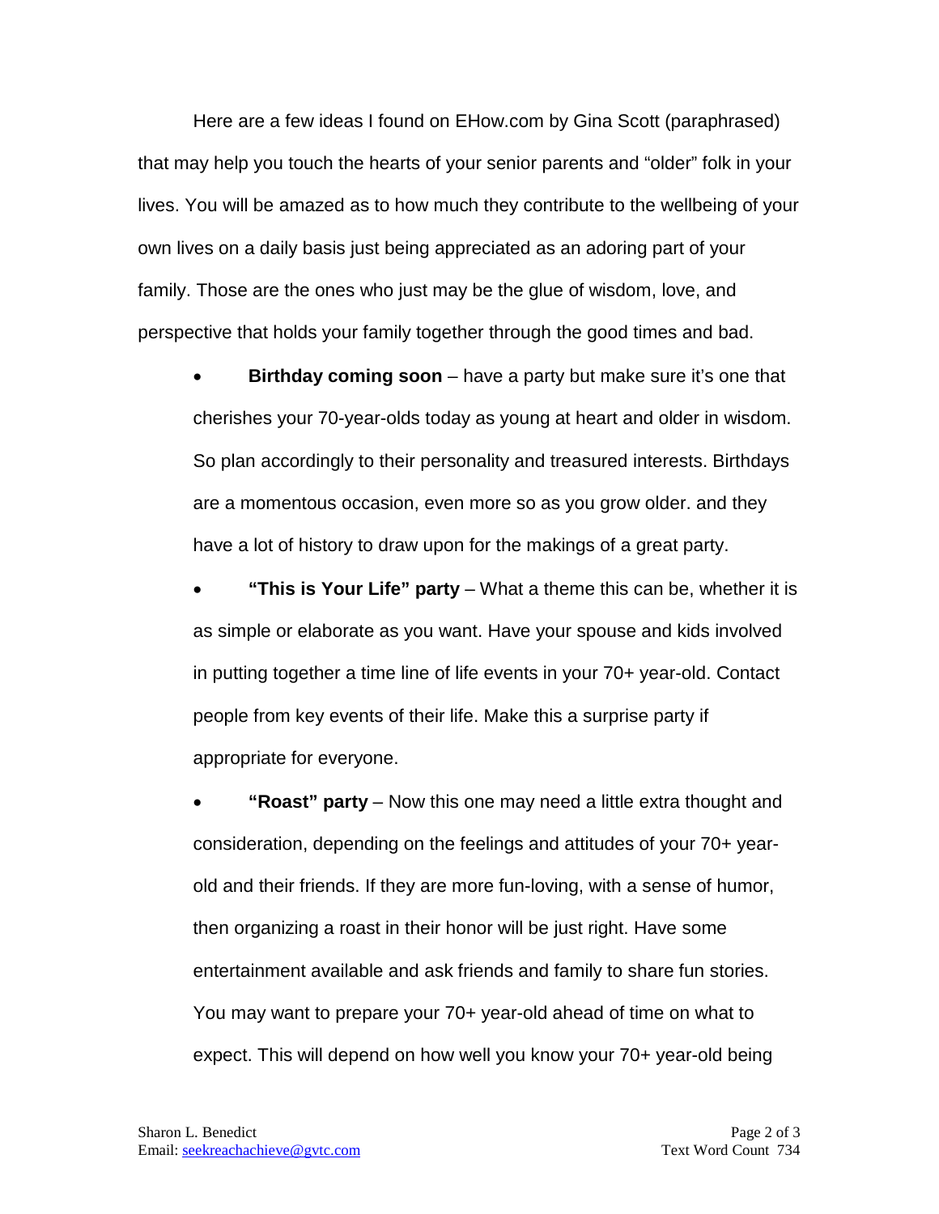Here are a few ideas I found on EHow.com by Gina Scott (paraphrased) that may help you touch the hearts of your senior parents and "older" folk in your lives. You will be amazed as to how much they contribute to the wellbeing of your own lives on a daily basis just being appreciated as an adoring part of your family. Those are the ones who just may be the glue of wisdom, love, and perspective that holds your family together through the good times and bad.

- **Birthday coming soon** – have a party but make sure it's one that cherishes your 70-year-olds today as young at heart and older in wisdom. So plan accordingly to their personality and treasured interests. Birthdays are a momentous occasion, even more so as you grow older. and they have a lot of history to draw upon for the makings of a great party.
- **"This is Your Life" party** – What a theme this can be, whether it is as simple or elaborate as you want. Have your spouse and kids involved in putting together a time line of life events in your 70+ year-old. Contact people from key events of their life. Make this a surprise party if appropriate for everyone.
- **"Roast" party** – Now this one may need a little extra thought and consideration, depending on the feelings and attitudes of your 70+ year-old and their friends. If they are more fun-loving, with a sense of humor, then organizing a roast in their honor will be just right. Have some entertainment available and ask friends and family to share fun stories. You may want to prepare your 70+ year-old ahead of time on what to expect. This will depend on how well you know your 70+ year-old being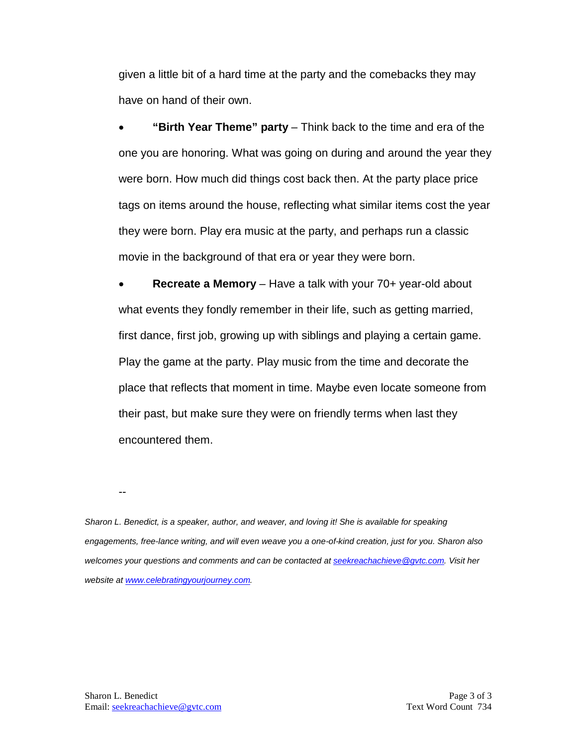given a little bit of a hard time at the party and the comebacks they may have on hand of their own.

- **"Birth Year Theme" party** – Think back to the time and era of the one you are honoring. What was going on during and around the year they were born. How much did things cost back then. At the party place price tags on items around the house, reflecting what similar items cost the year they were born. Play era music at the party, and perhaps run a classic movie in the background of that era or year they were born.
- **Recreate a Memory** – Have a talk with your 70+ year-old about what events they fondly remember in their life, such as getting married, first dance, first job, growing up with siblings and playing a certain game. Play the game at the party. Play music from the time and decorate the place that reflects that moment in time. Maybe even locate someone from their past, but make sure they were on friendly terms when last they encountered them.

--

*Sharon L. Benedict, is a speaker, author, and weaver, and loving it! She is available for speaking engagements, free-lance writing, and will even weave you a one-of-kind creation, just for you. Sharon also welcomes your questions and comments and can be contacted at [seekreachachieve@gvtc.com](mailto:seekreachachieve@gvtc.com). Visit her website at [www.celebratingyourjourney.com](http://www.celebratingyourjourney.com).*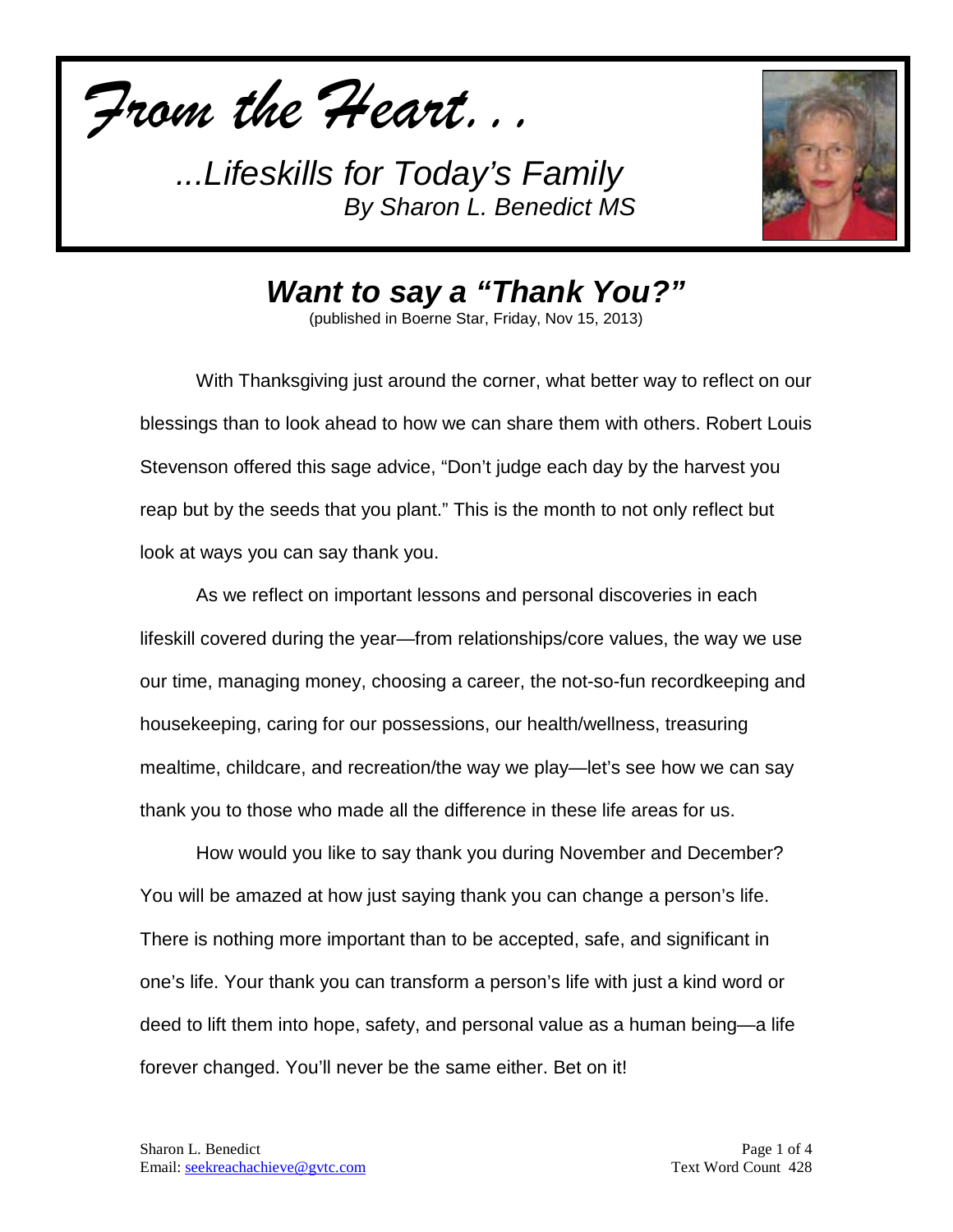*From the Heart…*

*...Lifeskills for Today's Family*
*By Sharon L. Benedict MS*

# *Want to say a "Thank You?"*

(published in Boerne Star, Friday, Nov 15, 2013)

With Thanksgiving just around the corner, what better way to reflect on our blessings than to look ahead to how we can share them with others. Robert Louis Stevenson offered this sage advice, "Don't judge each day by the harvest you reap but by the seeds that you plant." This is the month to not only reflect but look at ways you can say thank you.

As we reflect on important lessons and personal discoveries in each lifeskill covered during the year—from relationships/core values, the way we use our time, managing money, choosing a career, the not-so-fun recordkeeping and housekeeping, caring for our possessions, our health/wellness, treasuring mealtime, childcare, and recreation/the way we play—let's see how we can say thank you to those who made all the difference in these life areas for us.

How would you like to say thank you during November and December? You will be amazed at how just saying thank you can change a person's life. There is nothing more important than to be accepted, safe, and significant in one's life. Your thank you can transform a person's life with just a kind word or deed to lift them into hope, safety, and personal value as a human being—a life forever changed. You'll never be the same either. Bet on it!

Sharon L. Benedict
Email: seekreachachieve@gvtc.com

Text Word Count 428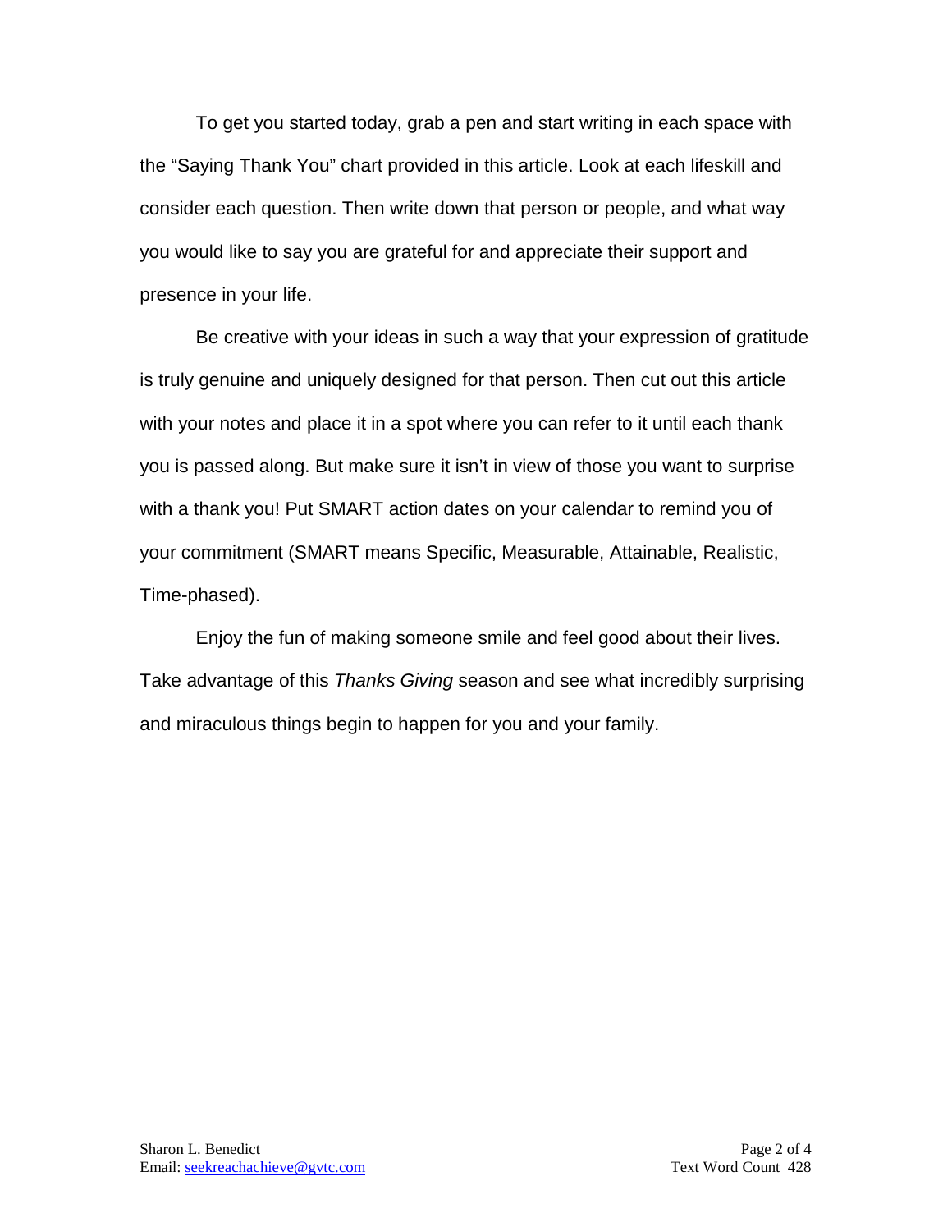To get you started today, grab a pen and start writing in each space with the “Saying Thank You” chart provided in this article. Look at each lifeskill and consider each question. Then write down that person or people, and what way you would like to say you are grateful for and appreciate their support and presence in your life.

Be creative with your ideas in such a way that your expression of gratitude is truly genuine and uniquely designed for that person. Then cut out this article with your notes and place it in a spot where you can refer to it until each thank you is passed along. But make sure it isn’t in view of those you want to surprise with a thank you! Put SMART action dates on your calendar to remind you of your commitment (SMART means Specific, Measurable, Attainable, Realistic, Time-phased).

Enjoy the fun of making someone smile and feel good about their lives. Take advantage of this *Thanks Giving* season and see what incredibly surprising and miraculous things begin to happen for you and your family.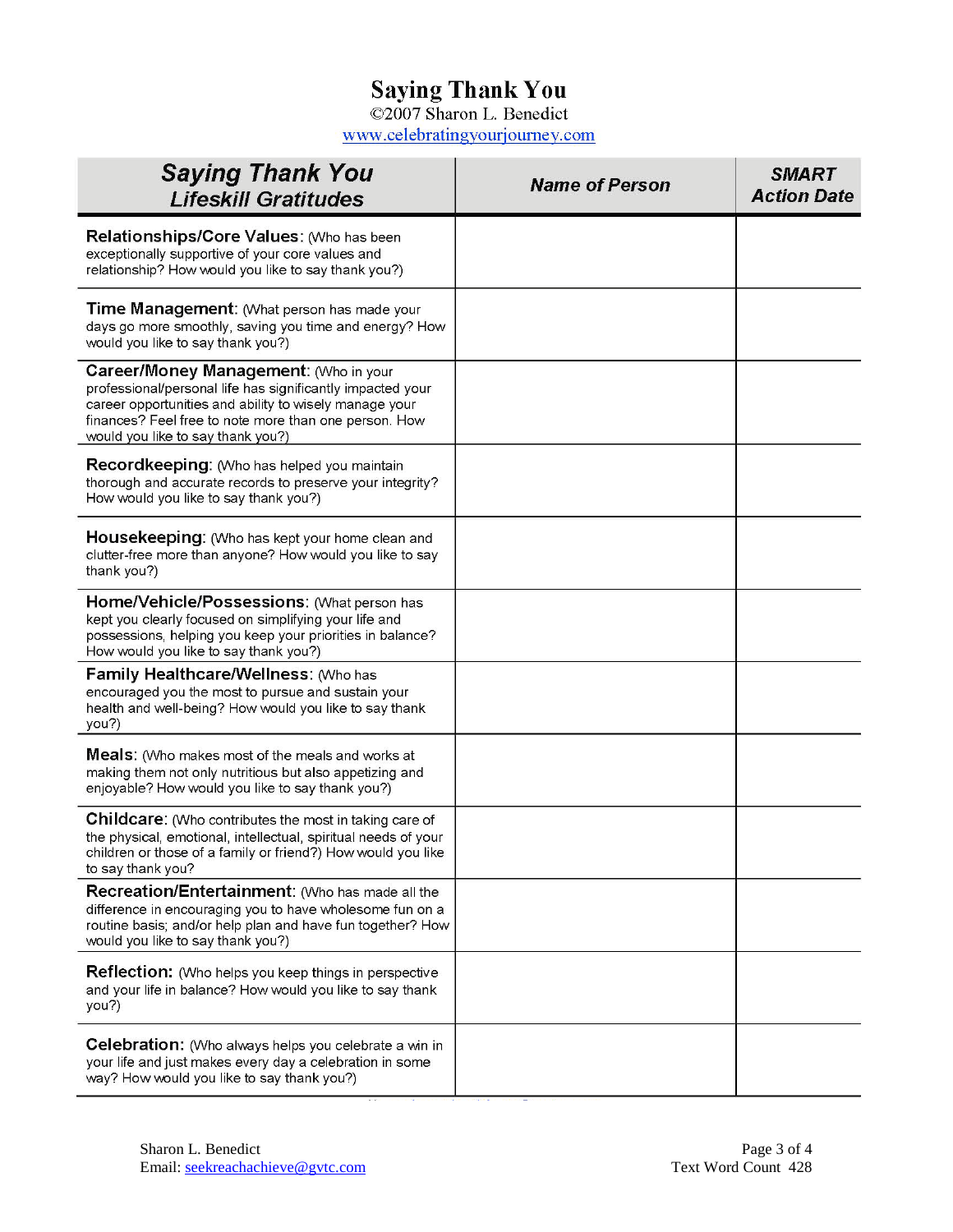# Saying Thank You

©2007 Sharon L. Benedict

www.celebratingyourjourney.com

| *Saying Thank You* *Lifeskill Gratitudes* | *Name of Person* | *SMART Action Date* |
|---|---|---|
| **Relationships/Core Values:** (Who has been exceptionally supportive of your core values and relationship? How would you like to say thank you?) | | |
| **Time Management:** (What person has made your days go more smoothly, saving you time and energy? How would you like to say thank you?) | | |
| **Career/Money Management:** (Who in your professional/personal life has significantly impacted your career opportunities and ability to wisely manage your finances? Feel free to note more than one person. How would you like to say thank you?) | | |
| **Recordkeeping:** (Who has helped you maintain thorough and accurate records to preserve your integrity? How would you like to say thank you?) | | |
| **Housekeeping:** (Who has kept your home clean and clutter-free more than anyone? How would you like to say thank you?) | | |
| **Home/Vehicle/Possessions:** (What person has kept you clearly focused on simplifying your life and possessions, helping you keep your priorities in balance? How would you like to say thank you?) | | |
| **Family Healthcare/Wellness:** (Who has encouraged you the most to pursue and sustain your health and well-being? How would you like to say thank you?) | | |
| **Meals:** (Who makes most of the meals and works at making them not only nutritious but also appetizing and enjoyable? How would you like to say thank you?) | | |
| **Childcare:** (Who contributes the most in taking care of the physical, emotional, intellectual, spiritual needs of your children or those of a family or friend?) How would you like to say thank you? | | |
| **Recreation/Entertainment:** (Who has made all the difference in encouraging you to have wholesome fun on a routine basis; and/or help plan and have fun together? How would you like to say thank you?) | | |
| **Reflection:** (Who helps you keep things in perspective and your life in balance? How would you like to say thank you?) | | |
| **Celebration:** (Who always helps you celebrate a win in your life and just makes every day a celebration in some way? How would you like to say thank you?) | | |

Sharon L. Benedict
Email: seekreachachieve@gvtc.com

Text Word Count 428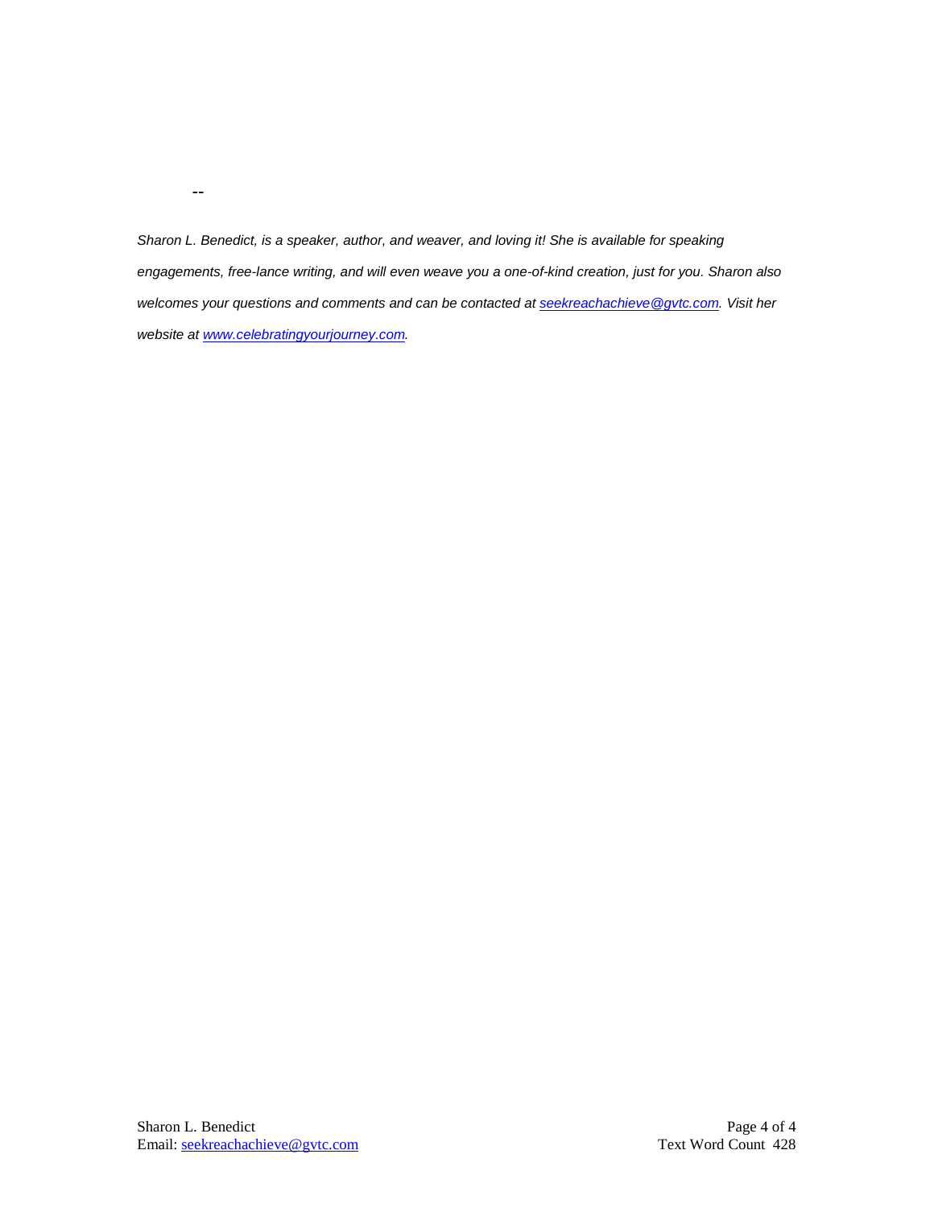--

*Sharon L. Benedict, is a speaker, author, and weaver, and loving it! She is available for speaking engagements, free-lance writing, and will even weave you a one-of-kind creation, just for you. Sharon also welcomes your questions and comments and can be contacted at [seekreachachieve@gvtc.com](mailto:seekreachachieve@gvtc.com). Visit her website at [www.celebratingyourjourney.com](http://www.celebratingyourjourney.com).*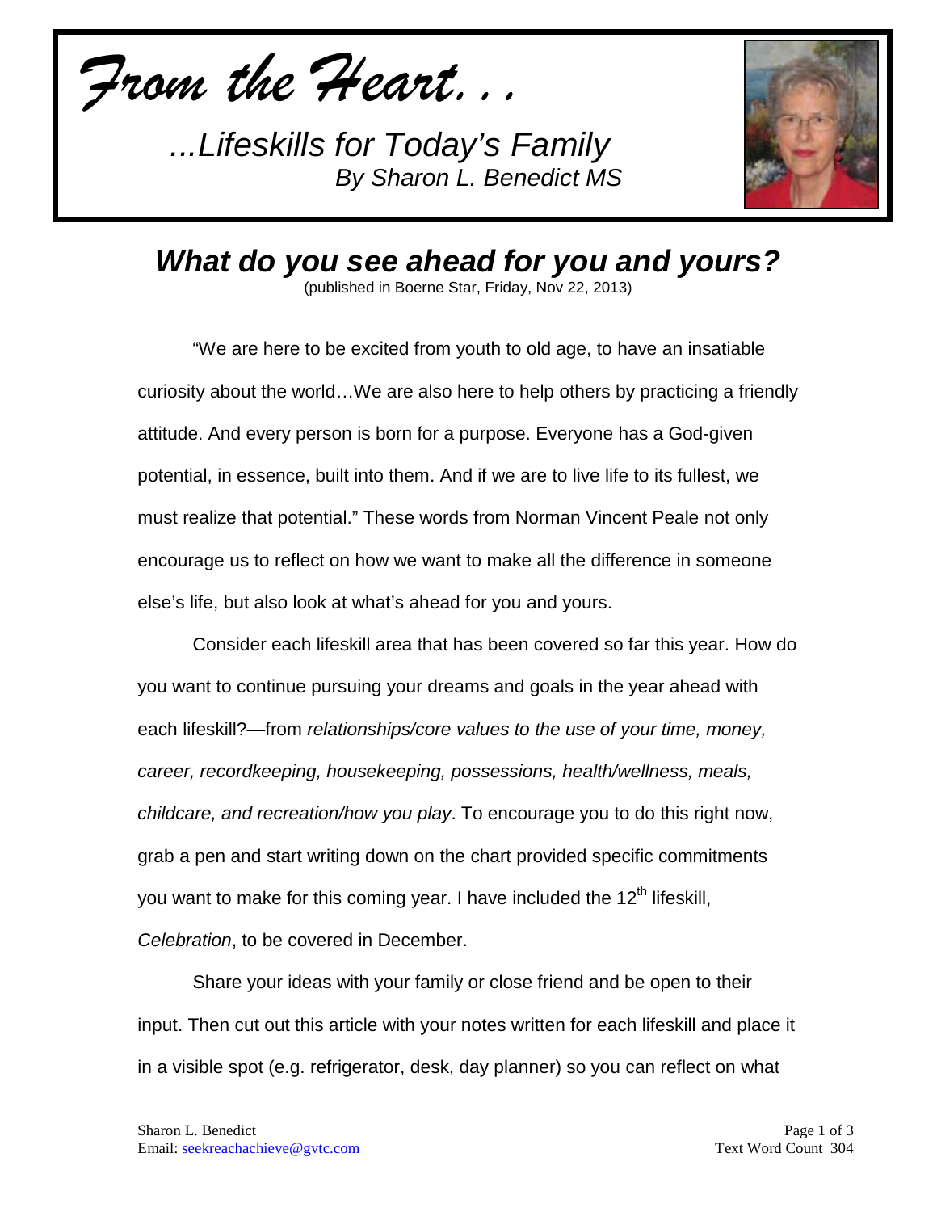*From the Heart…*

*...Lifeskills for Today's Family*
*By Sharon L. Benedict MS*

## *What do you see ahead for you and yours?*

(published in Boerne Star, Friday, Nov 22, 2013)

"We are here to be excited from youth to old age, to have an insatiable curiosity about the world…We are also here to help others by practicing a friendly attitude. And every person is born for a purpose. Everyone has a God-given potential, in essence, built into them. And if we are to live life to its fullest, we must realize that potential." These words from Norman Vincent Peale not only encourage us to reflect on how we want to make all the difference in someone else's life, but also look at what's ahead for you and yours.

Consider each lifeskill area that has been covered so far this year. How do you want to continue pursuing your dreams and goals in the year ahead with each lifeskill?—from *relationships/core values to the use of your time, money, career, recordkeeping, housekeeping, possessions, health/wellness, meals, childcare, and recreation/how you play*. To encourage you to do this right now, grab a pen and start writing down on the chart provided specific commitments you want to make for this coming year. I have included the 12th lifeskill, *Celebration*, to be covered in December.

Share your ideas with your family or close friend and be open to their input. Then cut out this article with your notes written for each lifeskill and place it in a visible spot (e.g. refrigerator, desk, day planner) so you can reflect on what

Sharon L. Benedict
Email: seekreachachieve@gvtc.com
Text Word Count 304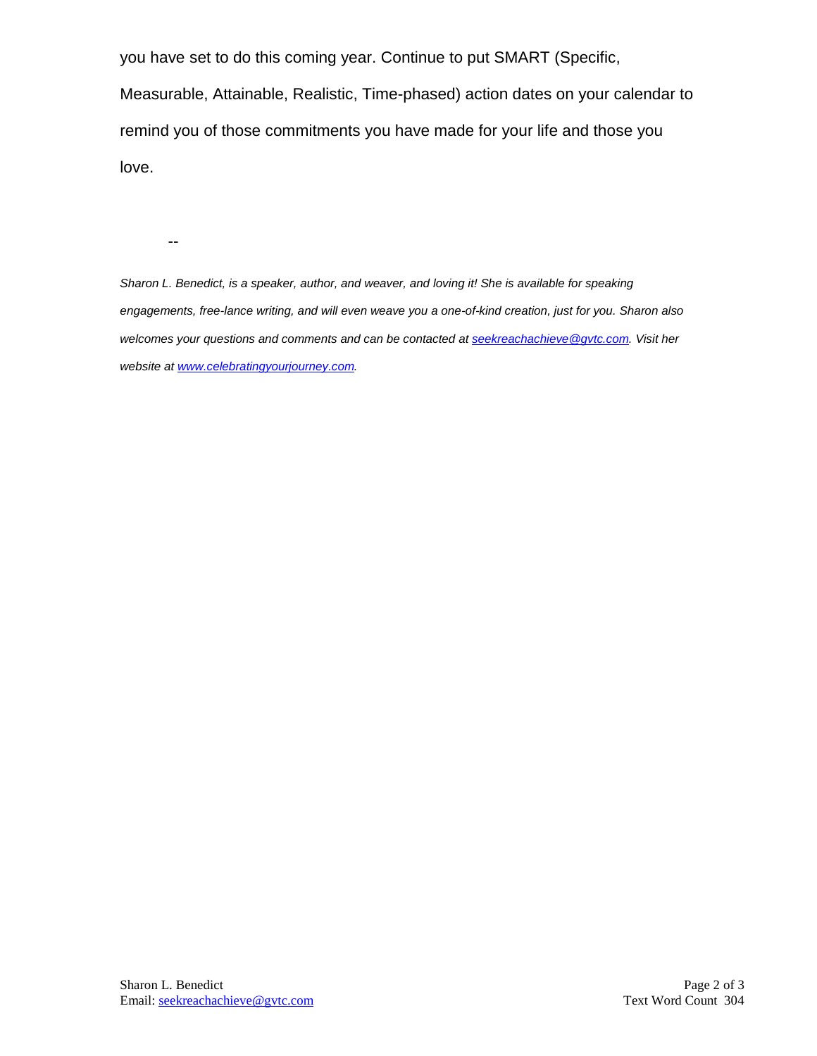you have set to do this coming year. Continue to put SMART (Specific, Measurable, Attainable, Realistic, Time-phased) action dates on your calendar to remind you of those commitments you have made for your life and those you love.

--

*Sharon L. Benedict, is a speaker, author, and weaver, and loving it! She is available for speaking engagements, free-lance writing, and will even weave you a one-of-kind creation, just for you. Sharon also welcomes your questions and comments and can be contacted at [seekreachachieve@gvtc.com](mailto:seekreachachieve@gvtc.com). Visit her website at [www.celebratingyourjourney.com](http://www.celebratingyourjourney.com).*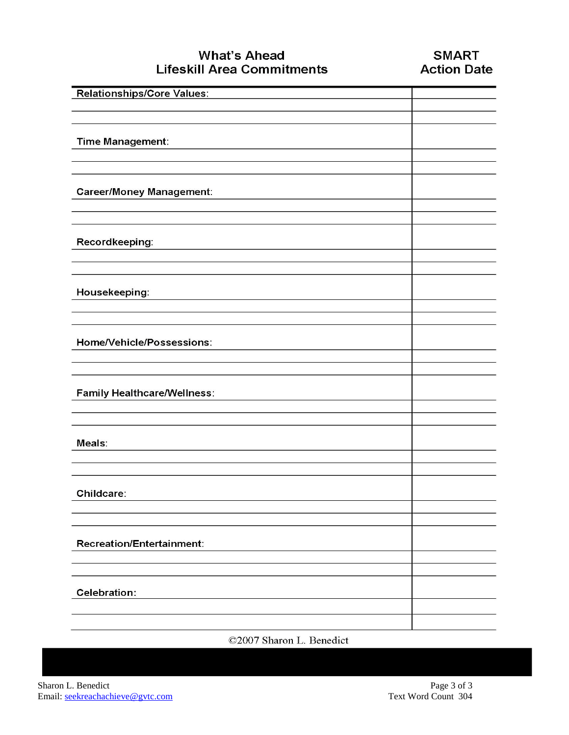| What's Ahead<br>Lifeskill Area Commitments | SMART<br>Action Date |
|---|---|
| **Relationships/Core Values:** | |
| | |
| | |
| **Time Management:** | |
| | |
| | |
| **Career/Money Management:** | |
| | |
| | |
| **Recordkeeping:** | |
| | |
| | |
| **Housekeeping:** | |
| | |
| | |
| **Home/Vehicle/Possessions:** | |
| | |
| | |
| **Family Healthcare/Wellness:** | |
| | |
| | |
| **Meals:** | |
| | |
| | |
| **Childcare:** | |
| | |
| | |
| **Recreation/Entertainment:** | |
| | |
| | |
| **Celebration:** | |
| | |
| | |

©2007 Sharon L. Benedict

Sharon L. Benedict
Email: seekreachachieve@gvtc.com

Text Word Count 304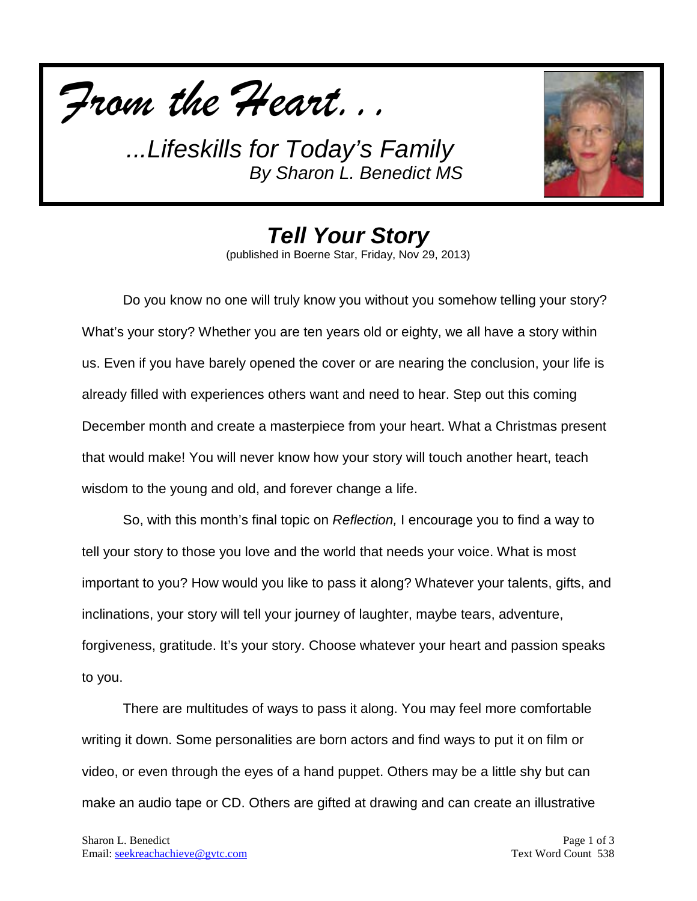*From the Heart...*

*...Lifeskills for Today's Family*
*By Sharon L. Benedict MS*

# *Tell Your Story*

(published in Boerne Star, Friday, Nov 29, 2013)

Do you know no one will truly know you without you somehow telling your story? What's your story? Whether you are ten years old or eighty, we all have a story within us. Even if you have barely opened the cover or are nearing the conclusion, your life is already filled with experiences others want and need to hear. Step out this coming December month and create a masterpiece from your heart. What a Christmas present that would make! You will never know how your story will touch another heart, teach wisdom to the young and old, and forever change a life.

So, with this month's final topic on *Reflection,* I encourage you to find a way to tell your story to those you love and the world that needs your voice. What is most important to you? How would you like to pass it along? Whatever your talents, gifts, and inclinations, your story will tell your journey of laughter, maybe tears, adventure, forgiveness, gratitude. It's your story. Choose whatever your heart and passion speaks to you.

There are multitudes of ways to pass it along. You may feel more comfortable writing it down. Some personalities are born actors and find ways to put it on film or video, or even through the eyes of a hand puppet. Others may be a little shy but can make an audio tape or CD. Others are gifted at drawing and can create an illustrative

Sharon L. Benedict
Email: seekreachachieve@gvtc.com

Text Word Count 538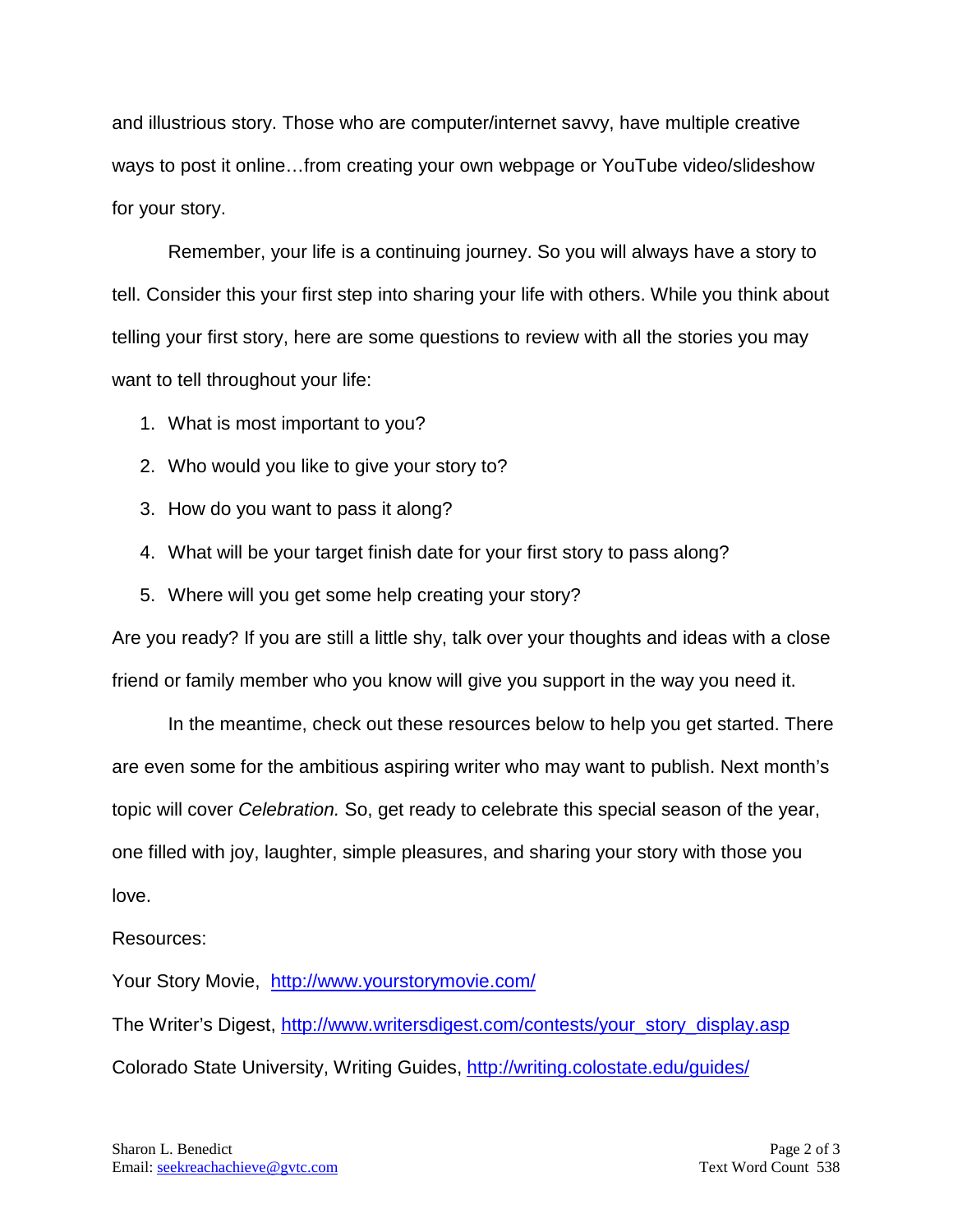and illustrious story. Those who are computer/internet savvy, have multiple creative ways to post it online…from creating your own webpage or YouTube video/slideshow for your story.

Remember, your life is a continuing journey. So you will always have a story to tell. Consider this your first step into sharing your life with others. While you think about telling your first story, here are some questions to review with all the stories you may want to tell throughout your life:

1. What is most important to you?
2. Who would you like to give your story to?
3. How do you want to pass it along?
4. What will be your target finish date for your first story to pass along?
5. Where will you get some help creating your story?

Are you ready? If you are still a little shy, talk over your thoughts and ideas with a close friend or family member who you know will give you support in the way you need it.

In the meantime, check out these resources below to help you get started. There are even some for the ambitious aspiring writer who may want to publish. Next month's topic will cover *Celebration.* So, get ready to celebrate this special season of the year, one filled with joy, laughter, simple pleasures, and sharing your story with those you love.

Resources:

Your Story Movie, http://www.yourstorymovie.com/

The Writer's Digest, http://www.writersdigest.com/contests/your_story_display.asp

Colorado State University, Writing Guides, http://writing.colostate.edu/guides/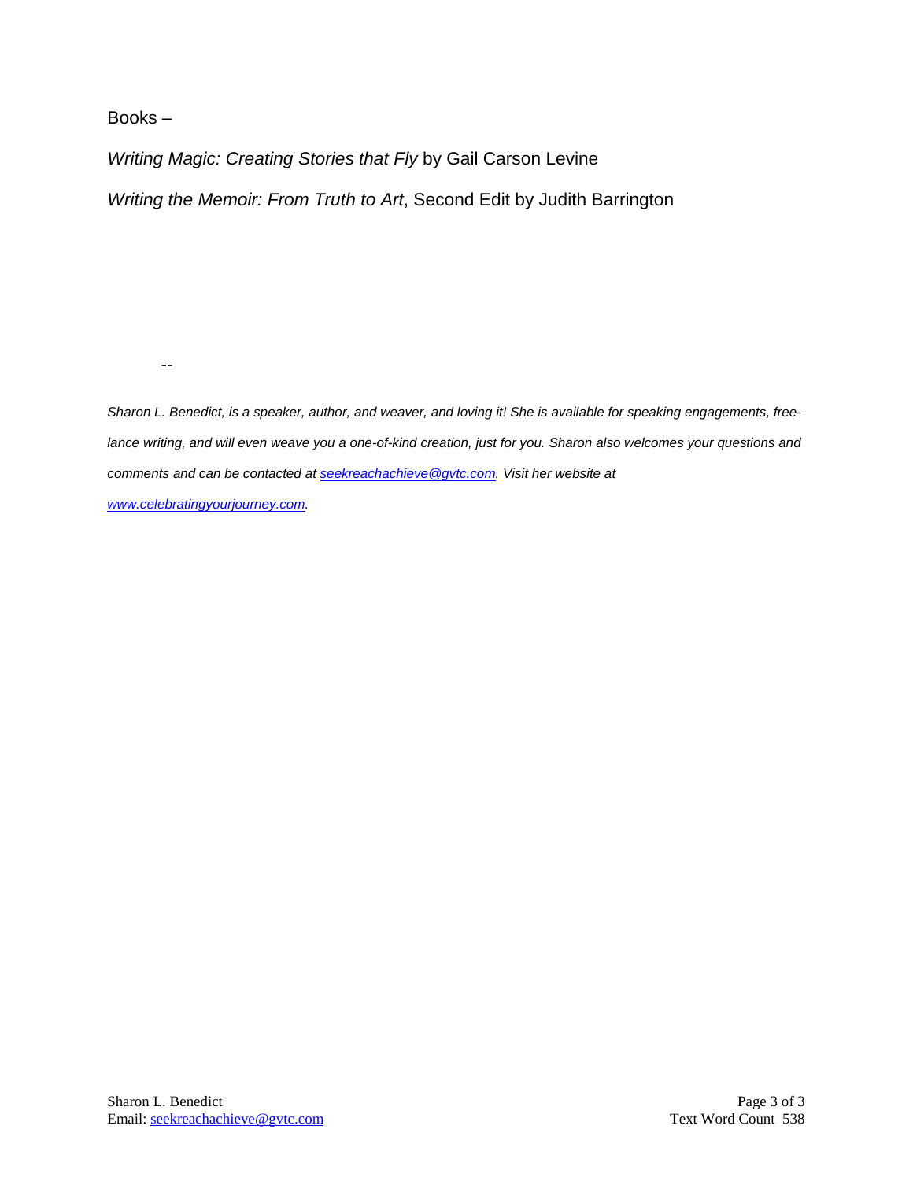Books –

*Writing Magic: Creating Stories that Fly* by Gail Carson Levine

*Writing the Memoir: From Truth to Art*, Second Edit by Judith Barrington

--

*Sharon L. Benedict, is a speaker, author, and weaver, and loving it! She is available for speaking engagements, free-lance writing, and will even weave you a one-of-kind creation, just for you. Sharon also welcomes your questions and comments and can be contacted at [seekreachachieve@gvtc.com](mailto:seekreachachieve@gvtc.com). Visit her website at [www.celebratingyourjourney.com](http://www.celebratingyourjourney.com).*